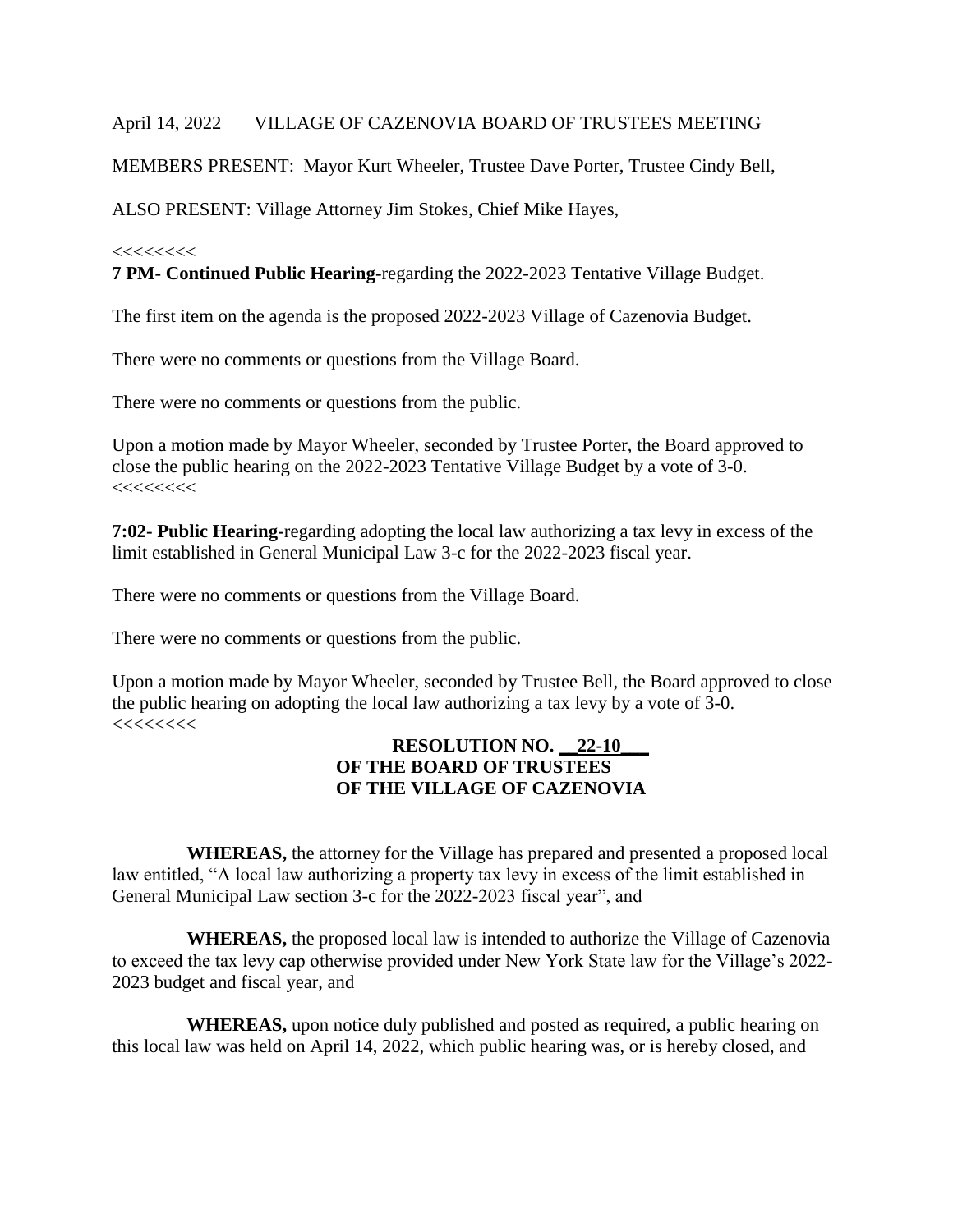April 14, 2022 VILLAGE OF CAZENOVIA BOARD OF TRUSTEES MEETING

MEMBERS PRESENT: Mayor Kurt Wheeler, Trustee Dave Porter, Trustee Cindy Bell,

ALSO PRESENT: Village Attorney Jim Stokes, Chief Mike Hayes,

<<<<<<<<

**7 PM- Continued Public Hearing-**regarding the 2022-2023 Tentative Village Budget.

The first item on the agenda is the proposed 2022-2023 Village of Cazenovia Budget.

There were no comments or questions from the Village Board.

There were no comments or questions from the public.

Upon a motion made by Mayor Wheeler, seconded by Trustee Porter, the Board approved to close the public hearing on the 2022-2023 Tentative Village Budget by a vote of 3-0.
<<<<<<<<

**7:02- Public Hearing-**regarding adopting the local law authorizing a tax levy in excess of the limit established in General Municipal Law 3-c for the 2022-2023 fiscal year.

There were no comments or questions from the Village Board.

There were no comments or questions from the public.

Upon a motion made by Mayor Wheeler, seconded by Trustee Bell, the Board approved to close the public hearing on adopting the local law authorizing a tax levy by a vote of 3-0.
<<<<<<<<

**RESOLUTION NO. __22-10___**
**OF THE BOARD OF TRUSTEES**
**OF THE VILLAGE OF CAZENOVIA**

**WHEREAS,** the attorney for the Village has prepared and presented a proposed local law entitled, "A local law authorizing a property tax levy in excess of the limit established in General Municipal Law section 3-c for the 2022-2023 fiscal year", and

**WHEREAS,** the proposed local law is intended to authorize the Village of Cazenovia to exceed the tax levy cap otherwise provided under New York State law for the Village's 2022-2023 budget and fiscal year, and

**WHEREAS,** upon notice duly published and posted as required, a public hearing on this local law was held on April 14, 2022, which public hearing was, or is hereby closed, and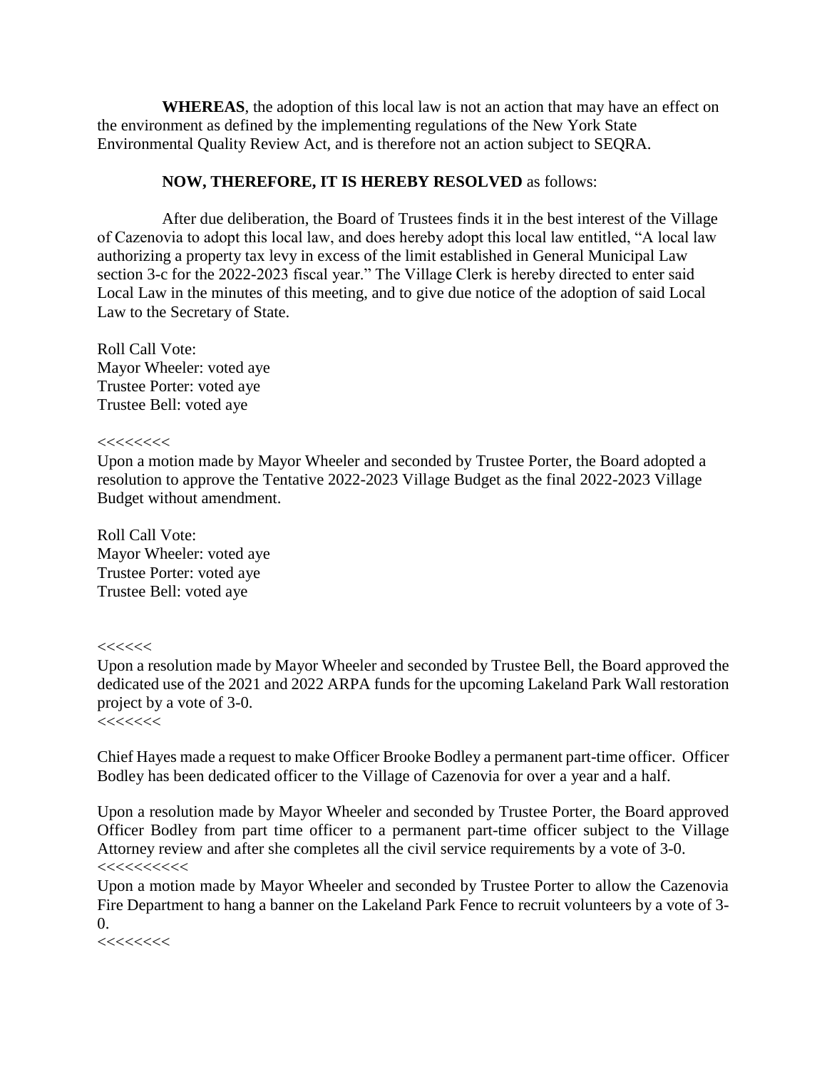**WHEREAS**, the adoption of this local law is not an action that may have an effect on the environment as defined by the implementing regulations of the New York State Environmental Quality Review Act, and is therefore not an action subject to SEQRA.

**NOW, THEREFORE, IT IS HEREBY RESOLVED** as follows:

After due deliberation, the Board of Trustees finds it in the best interest of the Village of Cazenovia to adopt this local law, and does hereby adopt this local law entitled, "A local law authorizing a property tax levy in excess of the limit established in General Municipal Law section 3-c for the 2022-2023 fiscal year." The Village Clerk is hereby directed to enter said Local Law in the minutes of this meeting, and to give due notice of the adoption of said Local Law to the Secretary of State.

Roll Call Vote:
Mayor Wheeler: voted aye
Trustee Porter: voted aye
Trustee Bell: voted aye

<<<<<<<<

Upon a motion made by Mayor Wheeler and seconded by Trustee Porter, the Board adopted a resolution to approve the Tentative 2022-2023 Village Budget as the final 2022-2023 Village Budget without amendment.

Roll Call Vote:
Mayor Wheeler: voted aye
Trustee Porter: voted aye
Trustee Bell: voted aye

<<<<<<

Upon a resolution made by Mayor Wheeler and seconded by Trustee Bell, the Board approved the dedicated use of the 2021 and 2022 ARPA funds for the upcoming Lakeland Park Wall restoration project by a vote of 3-0.

<<<<<<<

Chief Hayes made a request to make Officer Brooke Bodley a permanent part-time officer. Officer Bodley has been dedicated officer to the Village of Cazenovia for over a year and a half.

Upon a resolution made by Mayor Wheeler and seconded by Trustee Porter, the Board approved Officer Bodley from part time officer to a permanent part-time officer subject to the Village Attorney review and after she completes all the civil service requirements by a vote of 3-0.

<<<<<<<<<<

Upon a motion made by Mayor Wheeler and seconded by Trustee Porter to allow the Cazenovia Fire Department to hang a banner on the Lakeland Park Fence to recruit volunteers by a vote of 3-0.

<<<<<<<<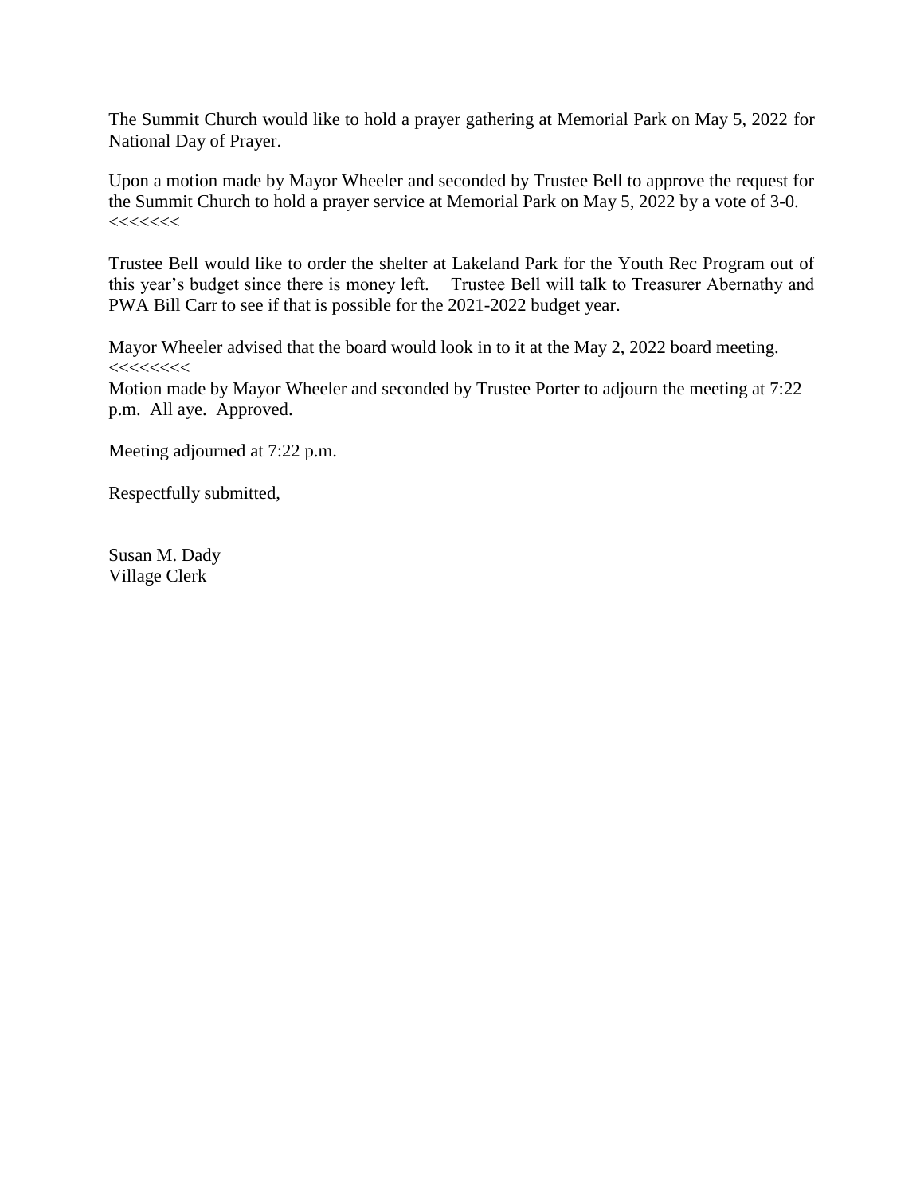The Summit Church would like to hold a prayer gathering at Memorial Park on May 5, 2022 for National Day of Prayer.

Upon a motion made by Mayor Wheeler and seconded by Trustee Bell to approve the request for the Summit Church to hold a prayer service at Memorial Park on May 5, 2022 by a vote of 3-0.
<<<<<<<

Trustee Bell would like to order the shelter at Lakeland Park for the Youth Rec Program out of this year's budget since there is money left. Trustee Bell will talk to Treasurer Abernathy and PWA Bill Carr to see if that is possible for the 2021-2022 budget year.

Mayor Wheeler advised that the board would look in to it at the May 2, 2022 board meeting.
<<<<<<<<
Motion made by Mayor Wheeler and seconded by Trustee Porter to adjourn the meeting at 7:22 p.m. All aye. Approved.

Meeting adjourned at 7:22 p.m.

Respectfully submitted,

Susan M. Dady
Village Clerk